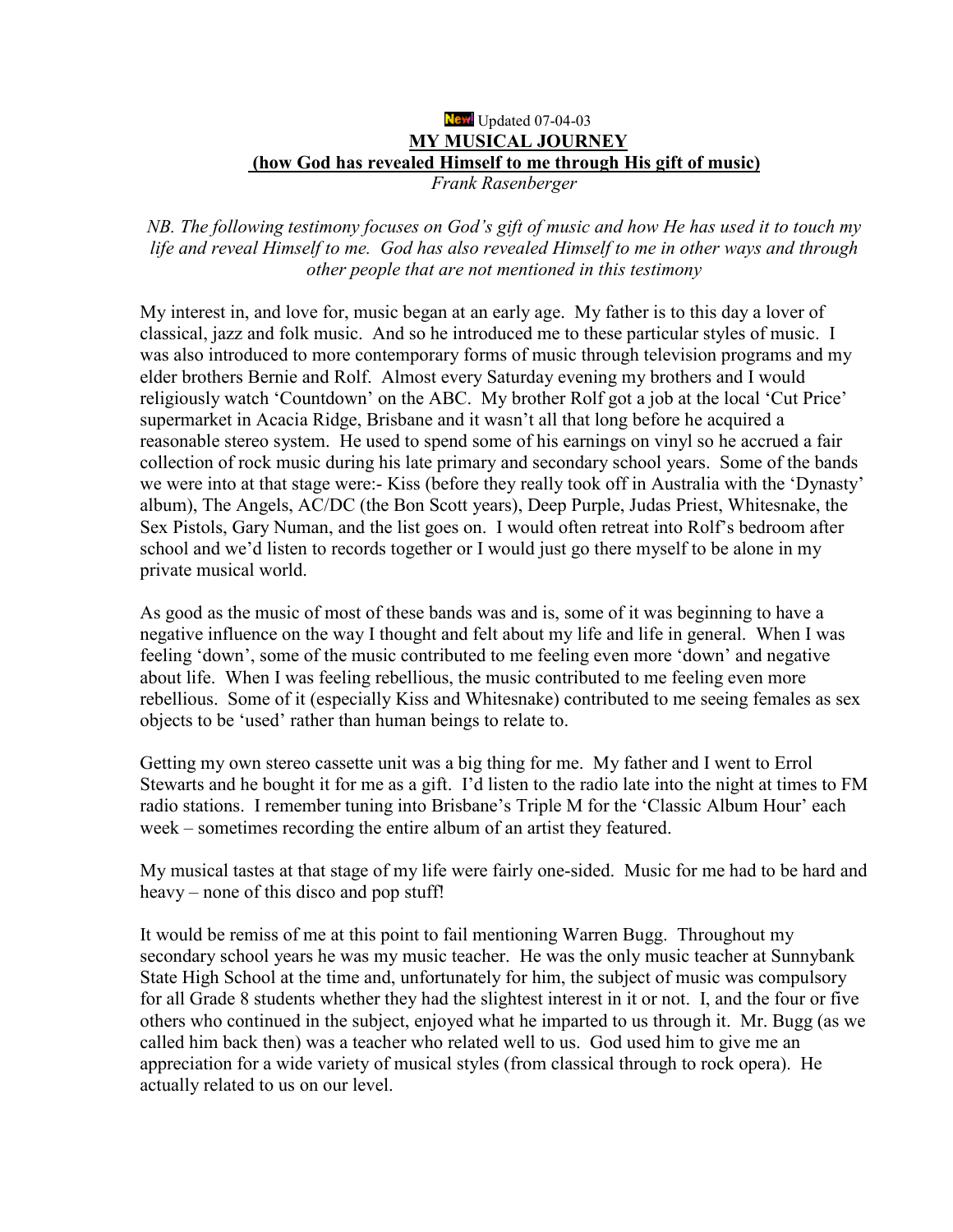New! Updated 07-04-03

# MY MUSICAL JOURNEY

## (how God has revealed Himself to me through His gift of music)

*Frank Rasenberger*

*NB. The following testimony focuses on God's gift of music and how He has used it to touch my life and reveal Himself to me. God has also revealed Himself to me in other ways and through other people that are not mentioned in this testimony*

My interest in, and love for, music began at an early age. My father is to this day a lover of classical, jazz and folk music. And so he introduced me to these particular styles of music. I was also introduced to more contemporary forms of music through television programs and my elder brothers Bernie and Rolf. Almost every Saturday evening my brothers and I would religiously watch 'Countdown' on the ABC. My brother Rolf got a job at the local 'Cut Price' supermarket in Acacia Ridge, Brisbane and it wasn't all that long before he acquired a reasonable stereo system. He used to spend some of his earnings on vinyl so he accrued a fair collection of rock music during his late primary and secondary school years. Some of the bands we were into at that stage were:- Kiss (before they really took off in Australia with the 'Dynasty' album), The Angels, AC/DC (the Bon Scott years), Deep Purple, Judas Priest, Whitesnake, the Sex Pistols, Gary Numan, and the list goes on. I would often retreat into Rolf's bedroom after school and we'd listen to records together or I would just go there myself to be alone in my private musical world.

As good as the music of most of these bands was and is, some of it was beginning to have a negative influence on the way I thought and felt about my life and life in general. When I was feeling 'down', some of the music contributed to me feeling even more 'down' and negative about life. When I was feeling rebellious, the music contributed to me feeling even more rebellious. Some of it (especially Kiss and Whitesnake) contributed to me seeing females as sex objects to be 'used' rather than human beings to relate to.

Getting my own stereo cassette unit was a big thing for me. My father and I went to Errol Stewarts and he bought it for me as a gift. I'd listen to the radio late into the night at times to FM radio stations. I remember tuning into Brisbane's Triple M for the 'Classic Album Hour' each week – sometimes recording the entire album of an artist they featured.

My musical tastes at that stage of my life were fairly one-sided. Music for me had to be hard and heavy – none of this disco and pop stuff!

It would be remiss of me at this point to fail mentioning Warren Bugg. Throughout my secondary school years he was my music teacher. He was the only music teacher at Sunnybank State High School at the time and, unfortunately for him, the subject of music was compulsory for all Grade 8 students whether they had the slightest interest in it or not. I, and the four or five others who continued in the subject, enjoyed what he imparted to us through it. Mr. Bugg (as we called him back then) was a teacher who related well to us. God used him to give me an appreciation for a wide variety of musical styles (from classical through to rock opera). He actually related to us on our level.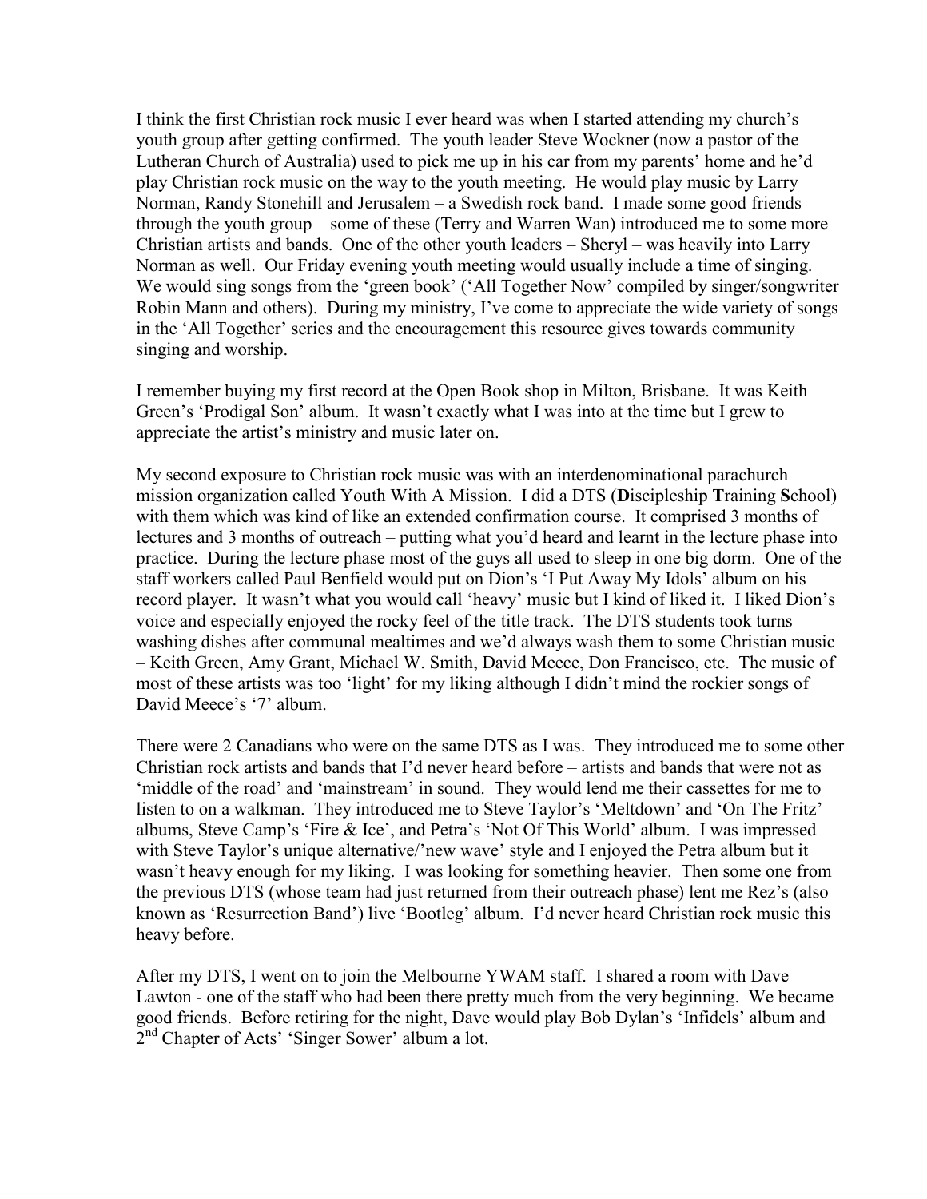I think the first Christian rock music I ever heard was when I started attending my church's youth group after getting confirmed. The youth leader Steve Wockner (now a pastor of the Lutheran Church of Australia) used to pick me up in his car from my parents' home and he'd play Christian rock music on the way to the youth meeting. He would play music by Larry Norman, Randy Stonehill and Jerusalem – a Swedish rock band. I made some good friends through the youth group – some of these (Terry and Warren Wan) introduced me to some more Christian artists and bands. One of the other youth leaders – Sheryl – was heavily into Larry Norman as well. Our Friday evening youth meeting would usually include a time of singing. We would sing songs from the 'green book' ('All Together Now' compiled by singer/songwriter Robin Mann and others). During my ministry, I've come to appreciate the wide variety of songs in the 'All Together' series and the encouragement this resource gives towards community singing and worship.

I remember buying my first record at the Open Book shop in Milton, Brisbane. It was Keith Green's 'Prodigal Son' album. It wasn't exactly what I was into at the time but I grew to appreciate the artist's ministry and music later on.

My second exposure to Christian rock music was with an interdenominational parachurch mission organization called Youth With A Mission. I did a DTS (**D**iscipleship **T**raining **S**chool) with them which was kind of like an extended confirmation course. It comprised 3 months of lectures and 3 months of outreach – putting what you'd heard and learnt in the lecture phase into practice. During the lecture phase most of the guys all used to sleep in one big dorm. One of the staff workers called Paul Benfield would put on Dion's 'I Put Away My Idols' album on his record player. It wasn't what you would call 'heavy' music but I kind of liked it. I liked Dion's voice and especially enjoyed the rocky feel of the title track. The DTS students took turns washing dishes after communal mealtimes and we'd always wash them to some Christian music – Keith Green, Amy Grant, Michael W. Smith, David Meece, Don Francisco, etc. The music of most of these artists was too 'light' for my liking although I didn't mind the rockier songs of David Meece's '7' album.

There were 2 Canadians who were on the same DTS as I was. They introduced me to some other Christian rock artists and bands that I'd never heard before – artists and bands that were not as 'middle of the road' and 'mainstream' in sound. They would lend me their cassettes for me to listen to on a walkman. They introduced me to Steve Taylor's 'Meltdown' and 'On The Fritz' albums, Steve Camp's 'Fire & Ice', and Petra's 'Not Of This World' album. I was impressed with Steve Taylor's unique alternative/'new wave' style and I enjoyed the Petra album but it wasn't heavy enough for my liking. I was looking for something heavier. Then some one from the previous DTS (whose team had just returned from their outreach phase) lent me Rez's (also known as 'Resurrection Band') live 'Bootleg' album. I'd never heard Christian rock music this heavy before.

After my DTS, I went on to join the Melbourne YWAM staff. I shared a room with Dave Lawton - one of the staff who had been there pretty much from the very beginning. We became good friends. Before retiring for the night, Dave would play Bob Dylan's 'Infidels' album and 2nd Chapter of Acts' 'Singer Sower' album a lot.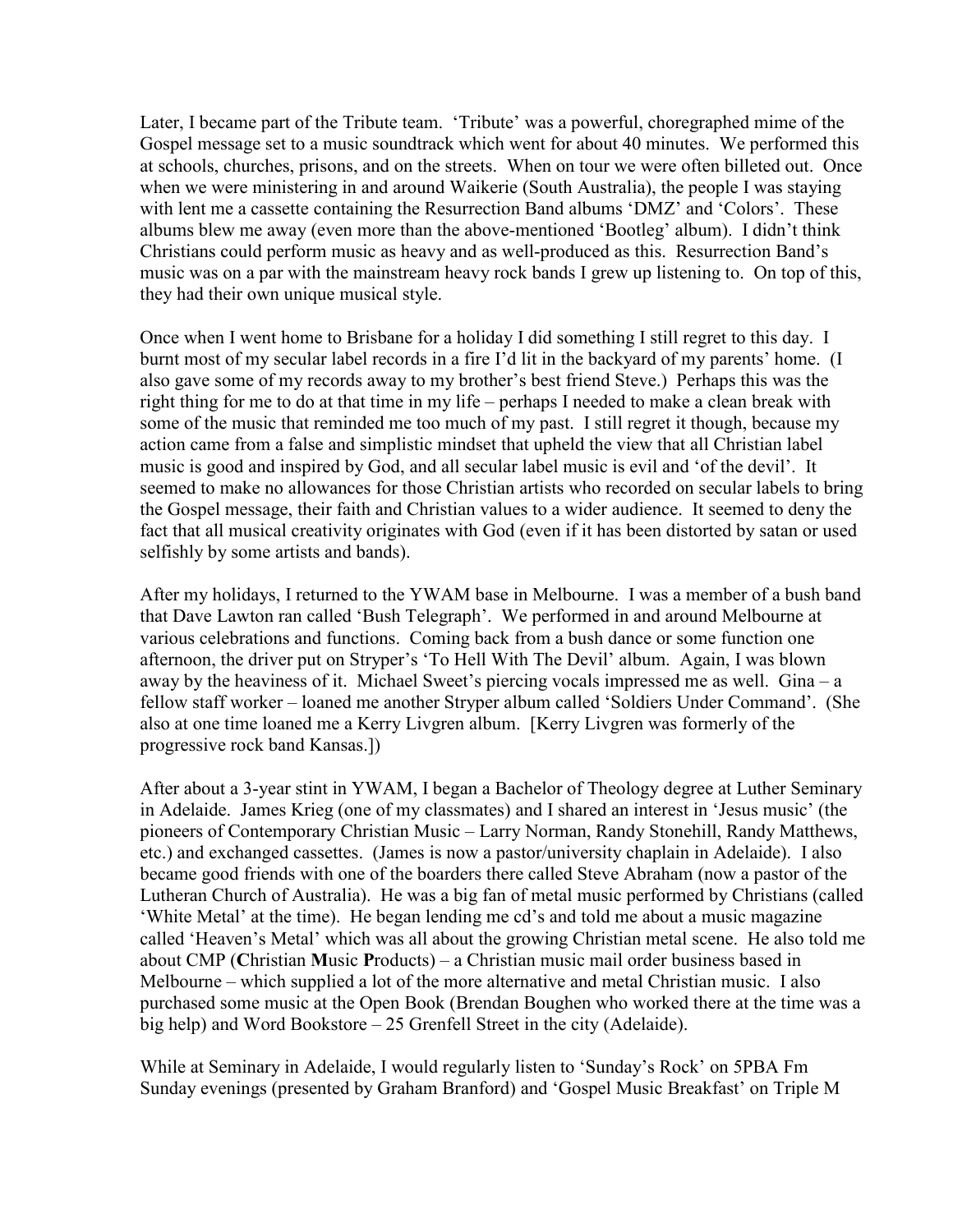Later, I became part of the Tribute team. 'Tribute' was a powerful, choregraphed mime of the Gospel message set to a music soundtrack which went for about 40 minutes. We performed this at schools, churches, prisons, and on the streets. When on tour we were often billeted out. Once when we were ministering in and around Waikerie (South Australia), the people I was staying with lent me a cassette containing the Resurrection Band albums 'DMZ' and 'Colors'. These albums blew me away (even more than the above-mentioned 'Bootleg' album). I didn't think Christians could perform music as heavy and as well-produced as this. Resurrection Band's music was on a par with the mainstream heavy rock bands I grew up listening to. On top of this, they had their own unique musical style.

Once when I went home to Brisbane for a holiday I did something I still regret to this day. I burnt most of my secular label records in a fire I'd lit in the backyard of my parents' home. (I also gave some of my records away to my brother's best friend Steve.) Perhaps this was the right thing for me to do at that time in my life – perhaps I needed to make a clean break with some of the music that reminded me too much of my past. I still regret it though, because my action came from a false and simplistic mindset that upheld the view that all Christian label music is good and inspired by God, and all secular label music is evil and 'of the devil'. It seemed to make no allowances for those Christian artists who recorded on secular labels to bring the Gospel message, their faith and Christian values to a wider audience. It seemed to deny the fact that all musical creativity originates with God (even if it has been distorted by satan or used selfishly by some artists and bands).

After my holidays, I returned to the YWAM base in Melbourne. I was a member of a bush band that Dave Lawton ran called 'Bush Telegraph'. We performed in and around Melbourne at various celebrations and functions. Coming back from a bush dance or some function one afternoon, the driver put on Stryper's 'To Hell With The Devil' album. Again, I was blown away by the heaviness of it. Michael Sweet's piercing vocals impressed me as well. Gina – a fellow staff worker – loaned me another Stryper album called 'Soldiers Under Command'. (She also at one time loaned me a Kerry Livgren album. [Kerry Livgren was formerly of the progressive rock band Kansas.])

After about a 3-year stint in YWAM, I began a Bachelor of Theology degree at Luther Seminary in Adelaide. James Krieg (one of my classmates) and I shared an interest in 'Jesus music' (the pioneers of Contemporary Christian Music – Larry Norman, Randy Stonehill, Randy Matthews, etc.) and exchanged cassettes. (James is now a pastor/university chaplain in Adelaide). I also became good friends with one of the boarders there called Steve Abraham (now a pastor of the Lutheran Church of Australia). He was a big fan of metal music performed by Christians (called 'White Metal' at the time). He began lending me cd's and told me about a music magazine called 'Heaven's Metal' which was all about the growing Christian metal scene. He also told me about CMP (**C**hristian **M**usic **P**roducts) – a Christian music mail order business based in Melbourne – which supplied a lot of the more alternative and metal Christian music. I also purchased some music at the Open Book (Brendan Boughen who worked there at the time was a big help) and Word Bookstore – 25 Grenfell Street in the city (Adelaide).

While at Seminary in Adelaide, I would regularly listen to 'Sunday's Rock' on 5PBA Fm Sunday evenings (presented by Graham Branford) and 'Gospel Music Breakfast' on Triple M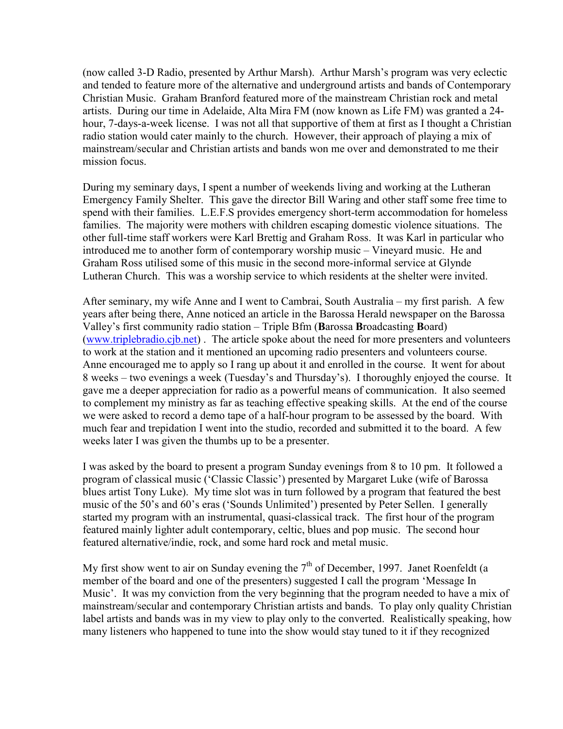(now called 3-D Radio, presented by Arthur Marsh). Arthur Marsh's program was very eclectic and tended to feature more of the alternative and underground artists and bands of Contemporary Christian Music. Graham Branford featured more of the mainstream Christian rock and metal artists. During our time in Adelaide, Alta Mira FM (now known as Life FM) was granted a 24-hour, 7-days-a-week license. I was not all that supportive of them at first as I thought a Christian radio station would cater mainly to the church. However, their approach of playing a mix of mainstream/secular and Christian artists and bands won me over and demonstrated to me their mission focus.

During my seminary days, I spent a number of weekends living and working at the Lutheran Emergency Family Shelter. This gave the director Bill Waring and other staff some free time to spend with their families. L.E.F.S provides emergency short-term accommodation for homeless families. The majority were mothers with children escaping domestic violence situations. The other full-time staff workers were Karl Brettig and Graham Ross. It was Karl in particular who introduced me to another form of contemporary worship music – Vineyard music. He and Graham Ross utilised some of this music in the second more-informal service at Glynde Lutheran Church. This was a worship service to which residents at the shelter were invited.

After seminary, my wife Anne and I went to Cambrai, South Australia – my first parish. A few years after being there, Anne noticed an article in the Barossa Herald newspaper on the Barossa Valley's first community radio station – Triple Bfm (**B**arossa **B**roadcasting **B**oard) (www.triplebradio.cjb.net) . The article spoke about the need for more presenters and volunteers to work at the station and it mentioned an upcoming radio presenters and volunteers course. Anne encouraged me to apply so I rang up about it and enrolled in the course. It went for about 8 weeks – two evenings a week (Tuesday's and Thursday's). I thoroughly enjoyed the course. It gave me a deeper appreciation for radio as a powerful means of communication. It also seemed to complement my ministry as far as teaching effective speaking skills. At the end of the course we were asked to record a demo tape of a half-hour program to be assessed by the board. With much fear and trepidation I went into the studio, recorded and submitted it to the board. A few weeks later I was given the thumbs up to be a presenter.

I was asked by the board to present a program Sunday evenings from 8 to 10 pm. It followed a program of classical music ('Classic Classic') presented by Margaret Luke (wife of Barossa blues artist Tony Luke). My time slot was in turn followed by a program that featured the best music of the 50's and 60's eras ('Sounds Unlimited') presented by Peter Sellen. I generally started my program with an instrumental, quasi-classical track. The first hour of the program featured mainly lighter adult contemporary, celtic, blues and pop music. The second hour featured alternative/indie, rock, and some hard rock and metal music.

My first show went to air on Sunday evening the 7th of December, 1997. Janet Roenfeldt (a member of the board and one of the presenters) suggested I call the program 'Message In Music'. It was my conviction from the very beginning that the program needed to have a mix of mainstream/secular and contemporary Christian artists and bands. To play only quality Christian label artists and bands was in my view to play only to the converted. Realistically speaking, how many listeners who happened to tune into the show would stay tuned to it if they recognized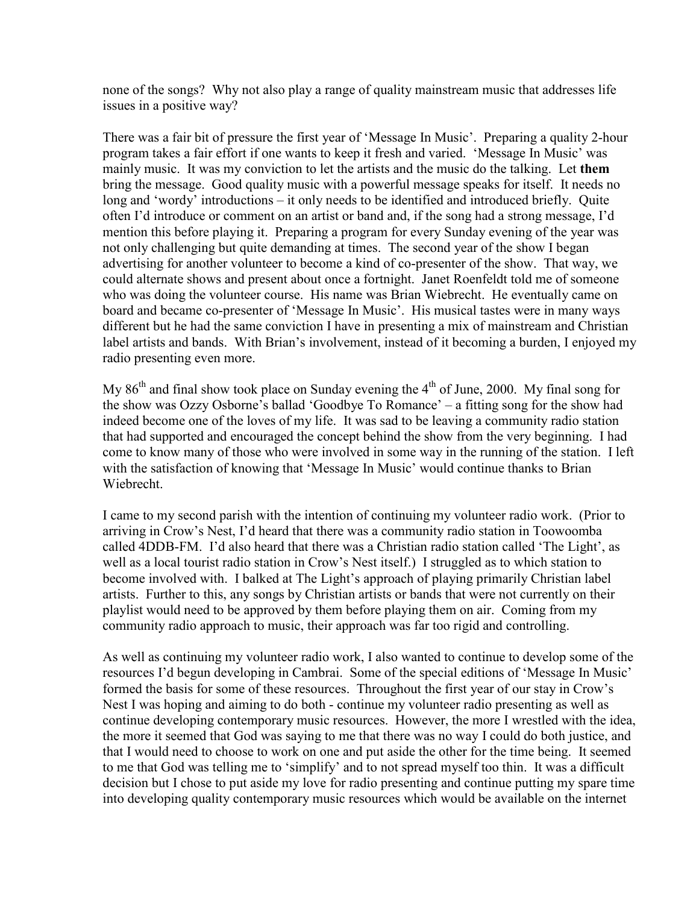none of the songs? Why not also play a range of quality mainstream music that addresses life issues in a positive way?

There was a fair bit of pressure the first year of 'Message In Music'. Preparing a quality 2-hour program takes a fair effort if one wants to keep it fresh and varied. 'Message In Music' was mainly music. It was my conviction to let the artists and the music do the talking. Let **them** bring the message. Good quality music with a powerful message speaks for itself. It needs no long and 'wordy' introductions – it only needs to be identified and introduced briefly. Quite often I'd introduce or comment on an artist or band and, if the song had a strong message, I'd mention this before playing it. Preparing a program for every Sunday evening of the year was not only challenging but quite demanding at times. The second year of the show I began advertising for another volunteer to become a kind of co-presenter of the show. That way, we could alternate shows and present about once a fortnight. Janet Roenfeldt told me of someone who was doing the volunteer course. His name was Brian Wiebrecht. He eventually came on board and became co-presenter of 'Message In Music'. His musical tastes were in many ways different but he had the same conviction I have in presenting a mix of mainstream and Christian label artists and bands. With Brian's involvement, instead of it becoming a burden, I enjoyed my radio presenting even more.

My 86th and final show took place on Sunday evening the 4th of June, 2000. My final song for the show was Ozzy Osborne's ballad 'Goodbye To Romance' – a fitting song for the show had indeed become one of the loves of my life. It was sad to be leaving a community radio station that had supported and encouraged the concept behind the show from the very beginning. I had come to know many of those who were involved in some way in the running of the station. I left with the satisfaction of knowing that 'Message In Music' would continue thanks to Brian Wiebrecht.

I came to my second parish with the intention of continuing my volunteer radio work. (Prior to arriving in Crow's Nest, I'd heard that there was a community radio station in Toowoomba called 4DDB-FM. I'd also heard that there was a Christian radio station called 'The Light', as well as a local tourist radio station in Crow's Nest itself.) I struggled as to which station to become involved with. I balked at The Light's approach of playing primarily Christian label artists. Further to this, any songs by Christian artists or bands that were not currently on their playlist would need to be approved by them before playing them on air. Coming from my community radio approach to music, their approach was far too rigid and controlling.

As well as continuing my volunteer radio work, I also wanted to continue to develop some of the resources I'd begun developing in Cambrai. Some of the special editions of 'Message In Music' formed the basis for some of these resources. Throughout the first year of our stay in Crow's Nest I was hoping and aiming to do both - continue my volunteer radio presenting as well as continue developing contemporary music resources. However, the more I wrestled with the idea, the more it seemed that God was saying to me that there was no way I could do both justice, and that I would need to choose to work on one and put aside the other for the time being. It seemed to me that God was telling me to 'simplify' and to not spread myself too thin. It was a difficult decision but I chose to put aside my love for radio presenting and continue putting my spare time into developing quality contemporary music resources which would be available on the internet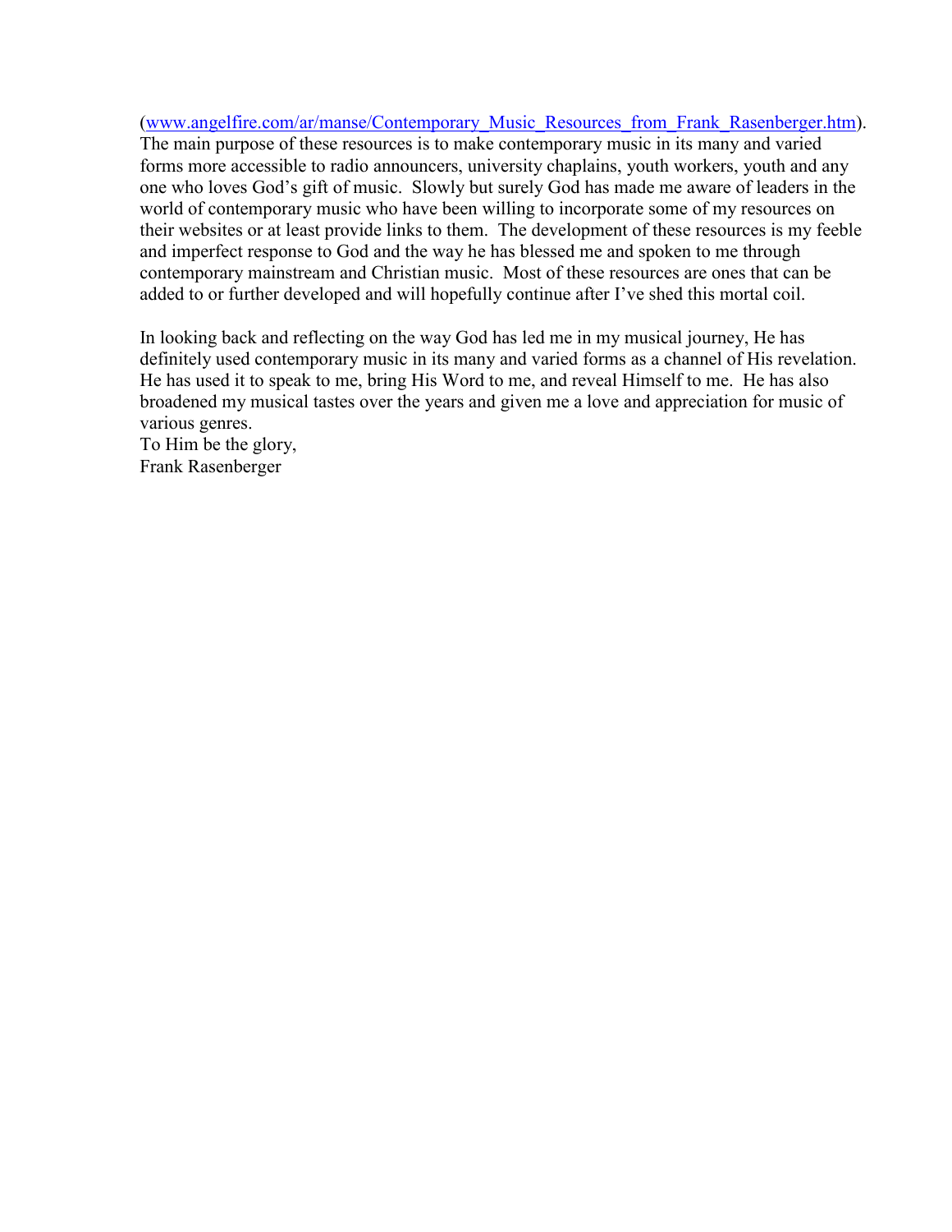([www.angelfire.com/ar/manse/Contemporary_Music_Resources_from_Frank_Rasenberger.htm](http://www.angelfire.com/ar/manse/Contemporary_Music_Resources_from_Frank_Rasenberger.htm)). The main purpose of these resources is to make contemporary music in its many and varied forms more accessible to radio announcers, university chaplains, youth workers, youth and any one who loves God's gift of music. Slowly but surely God has made me aware of leaders in the world of contemporary music who have been willing to incorporate some of my resources on their websites or at least provide links to them. The development of these resources is my feeble and imperfect response to God and the way he has blessed me and spoken to me through contemporary mainstream and Christian music. Most of these resources are ones that can be added to or further developed and will hopefully continue after I've shed this mortal coil.

In looking back and reflecting on the way God has led me in my musical journey, He has definitely used contemporary music in its many and varied forms as a channel of His revelation. He has used it to speak to me, bring His Word to me, and reveal Himself to me. He has also broadened my musical tastes over the years and given me a love and appreciation for music of various genres.

To Him be the glory,
Frank Rasenberger